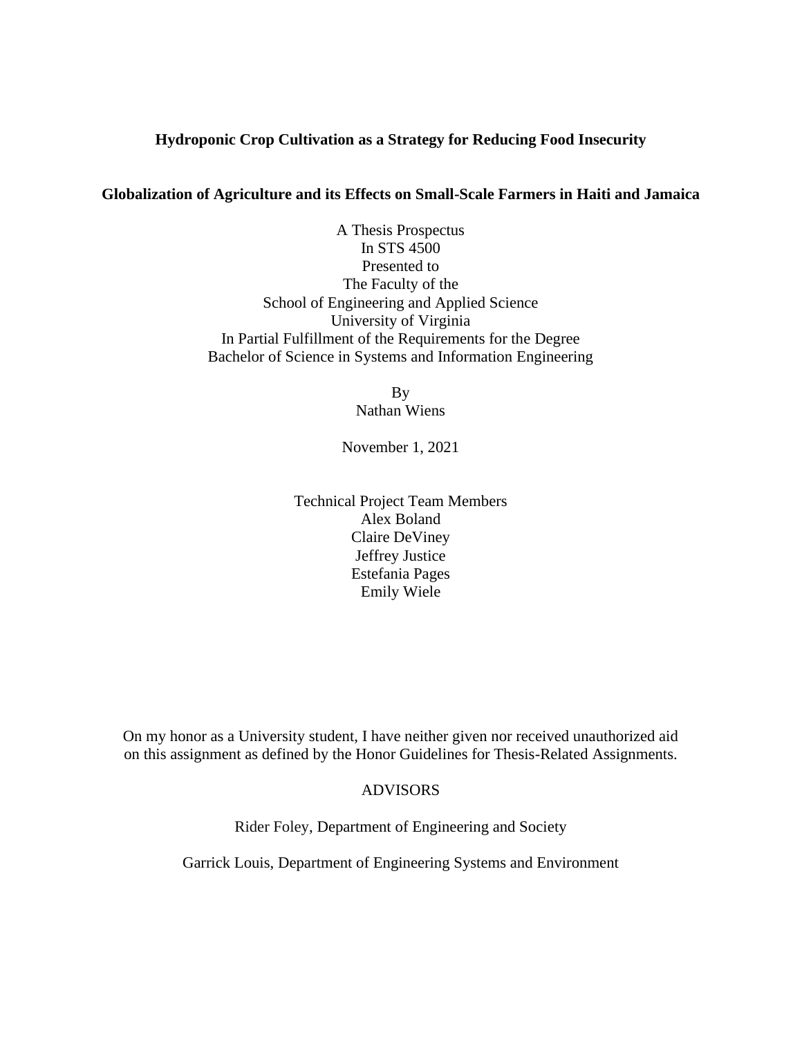**Hydroponic Crop Cultivation as a Strategy for Reducing Food Insecurity**

**Globalization of Agriculture and its Effects on Small-Scale Farmers in Haiti and Jamaica**

A Thesis Prospectus
In STS 4500
Presented to
The Faculty of the
School of Engineering and Applied Science
University of Virginia
In Partial Fulfillment of the Requirements for the Degree
Bachelor of Science in Systems and Information Engineering

By
Nathan Wiens

November 1, 2021

Technical Project Team Members
Alex Boland
Claire DeViney
Jeffrey Justice
Estefania Pages
Emily Wiele

On my honor as a University student, I have neither given nor received unauthorized aid on this assignment as defined by the Honor Guidelines for Thesis-Related Assignments.

ADVISORS

Rider Foley, Department of Engineering and Society

Garrick Louis, Department of Engineering Systems and Environment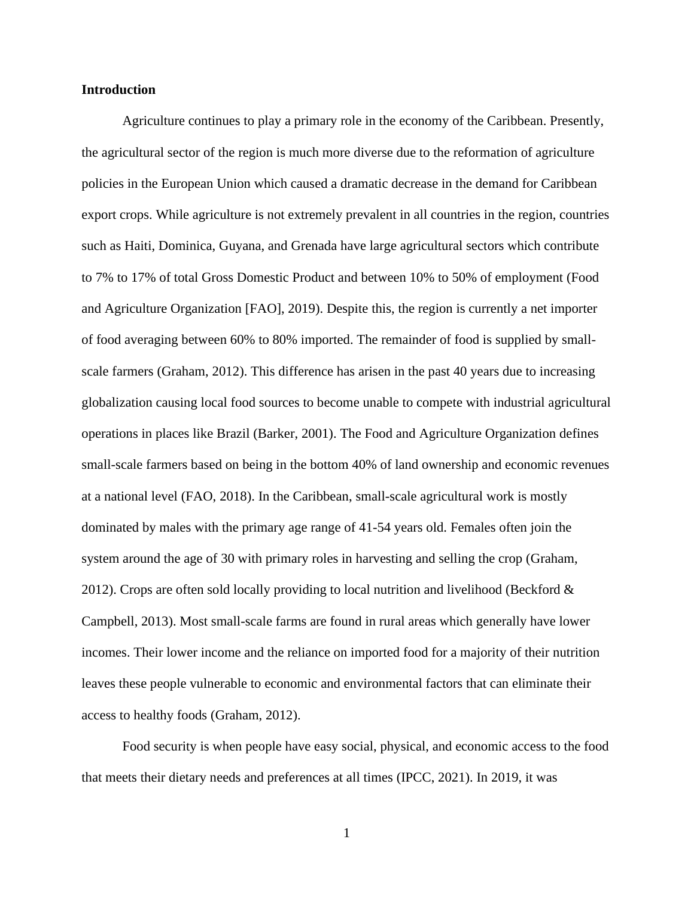**Introduction**

Agriculture continues to play a primary role in the economy of the Caribbean. Presently, the agricultural sector of the region is much more diverse due to the reformation of agriculture policies in the European Union which caused a dramatic decrease in the demand for Caribbean export crops. While agriculture is not extremely prevalent in all countries in the region, countries such as Haiti, Dominica, Guyana, and Grenada have large agricultural sectors which contribute to 7% to 17% of total Gross Domestic Product and between 10% to 50% of employment (Food and Agriculture Organization [FAO], 2019). Despite this, the region is currently a net importer of food averaging between 60% to 80% imported. The remainder of food is supplied by small-scale farmers (Graham, 2012). This difference has arisen in the past 40 years due to increasing globalization causing local food sources to become unable to compete with industrial agricultural operations in places like Brazil (Barker, 2001). The Food and Agriculture Organization defines small-scale farmers based on being in the bottom 40% of land ownership and economic revenues at a national level (FAO, 2018). In the Caribbean, small-scale agricultural work is mostly dominated by males with the primary age range of 41-54 years old. Females often join the system around the age of 30 with primary roles in harvesting and selling the crop (Graham, 2012). Crops are often sold locally providing to local nutrition and livelihood (Beckford & Campbell, 2013). Most small-scale farms are found in rural areas which generally have lower incomes. Their lower income and the reliance on imported food for a majority of their nutrition leaves these people vulnerable to economic and environmental factors that can eliminate their access to healthy foods (Graham, 2012).

Food security is when people have easy social, physical, and economic access to the food that meets their dietary needs and preferences at all times (IPCC, 2021). In 2019, it was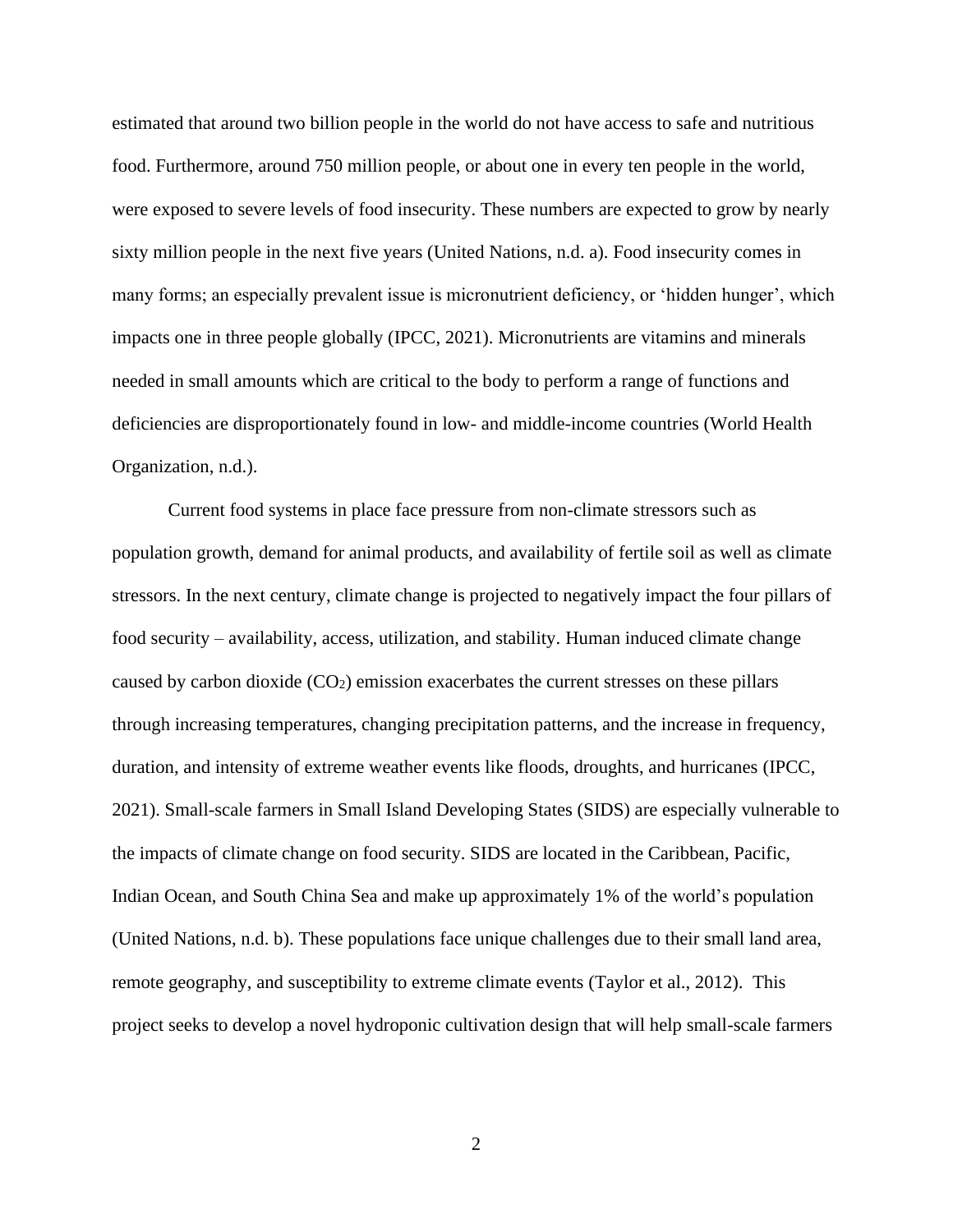estimated that around two billion people in the world do not have access to safe and nutritious food. Furthermore, around 750 million people, or about one in every ten people in the world, were exposed to severe levels of food insecurity. These numbers are expected to grow by nearly sixty million people in the next five years (United Nations, n.d. a). Food insecurity comes in many forms; an especially prevalent issue is micronutrient deficiency, or 'hidden hunger', which impacts one in three people globally (IPCC, 2021). Micronutrients are vitamins and minerals needed in small amounts which are critical to the body to perform a range of functions and deficiencies are disproportionately found in low- and middle-income countries (World Health Organization, n.d.).

Current food systems in place face pressure from non-climate stressors such as population growth, demand for animal products, and availability of fertile soil as well as climate stressors. In the next century, climate change is projected to negatively impact the four pillars of food security – availability, access, utilization, and stability. Human induced climate change caused by carbon dioxide ($CO_2$) emission exacerbates the current stresses on these pillars through increasing temperatures, changing precipitation patterns, and the increase in frequency, duration, and intensity of extreme weather events like floods, droughts, and hurricanes (IPCC, 2021). Small-scale farmers in Small Island Developing States (SIDS) are especially vulnerable to the impacts of climate change on food security. SIDS are located in the Caribbean, Pacific, Indian Ocean, and South China Sea and make up approximately 1% of the world's population (United Nations, n.d. b). These populations face unique challenges due to their small land area, remote geography, and susceptibility to extreme climate events (Taylor et al., 2012). This project seeks to develop a novel hydroponic cultivation design that will help small-scale farmers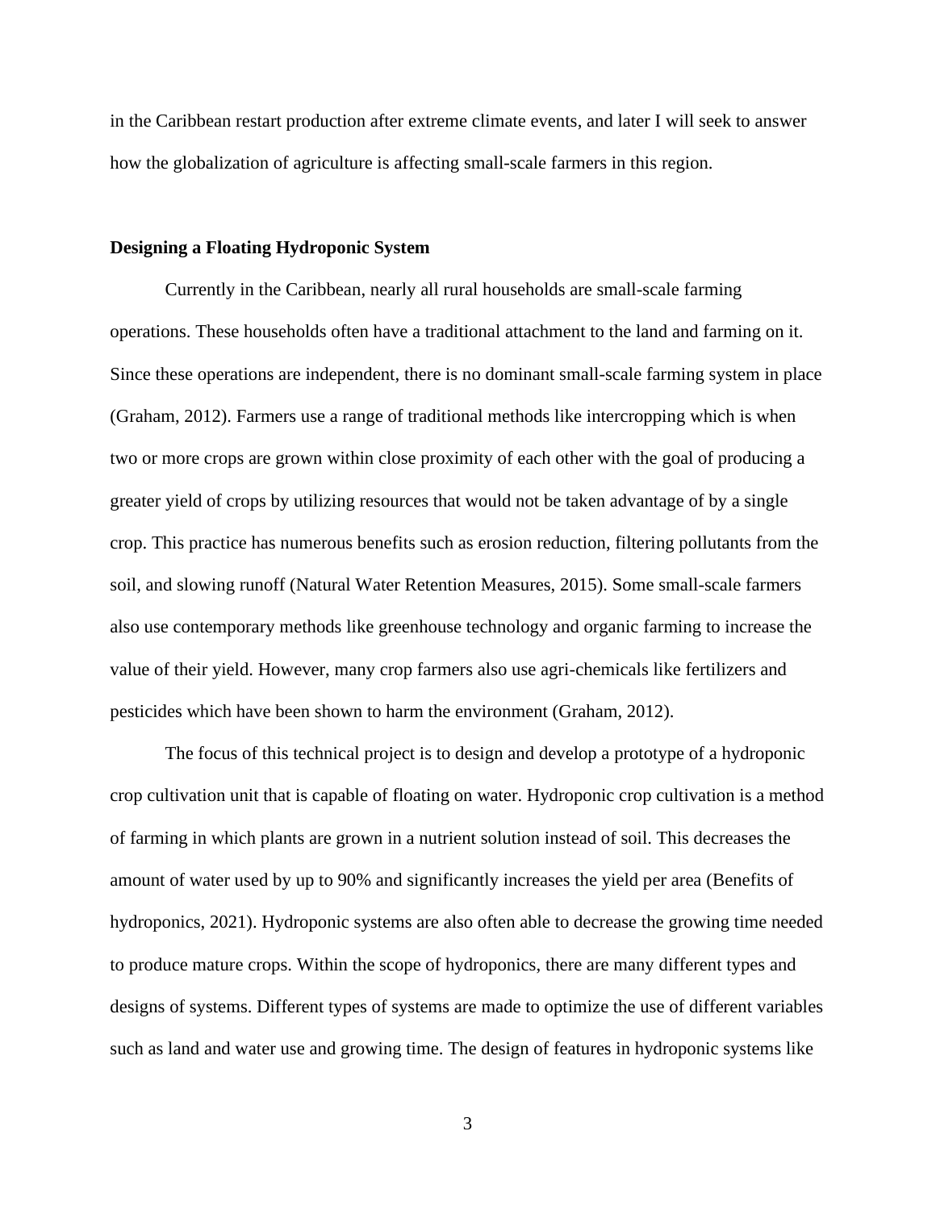in the Caribbean restart production after extreme climate events, and later I will seek to answer how the globalization of agriculture is affecting small-scale farmers in this region.

**Designing a Floating Hydroponic System**

Currently in the Caribbean, nearly all rural households are small-scale farming operations. These households often have a traditional attachment to the land and farming on it. Since these operations are independent, there is no dominant small-scale farming system in place (Graham, 2012). Farmers use a range of traditional methods like intercropping which is when two or more crops are grown within close proximity of each other with the goal of producing a greater yield of crops by utilizing resources that would not be taken advantage of by a single crop. This practice has numerous benefits such as erosion reduction, filtering pollutants from the soil, and slowing runoff (Natural Water Retention Measures, 2015). Some small-scale farmers also use contemporary methods like greenhouse technology and organic farming to increase the value of their yield. However, many crop farmers also use agri-chemicals like fertilizers and pesticides which have been shown to harm the environment (Graham, 2012).

The focus of this technical project is to design and develop a prototype of a hydroponic crop cultivation unit that is capable of floating on water. Hydroponic crop cultivation is a method of farming in which plants are grown in a nutrient solution instead of soil. This decreases the amount of water used by up to 90% and significantly increases the yield per area (Benefits of hydroponics, 2021). Hydroponic systems are also often able to decrease the growing time needed to produce mature crops. Within the scope of hydroponics, there are many different types and designs of systems. Different types of systems are made to optimize the use of different variables such as land and water use and growing time. The design of features in hydroponic systems like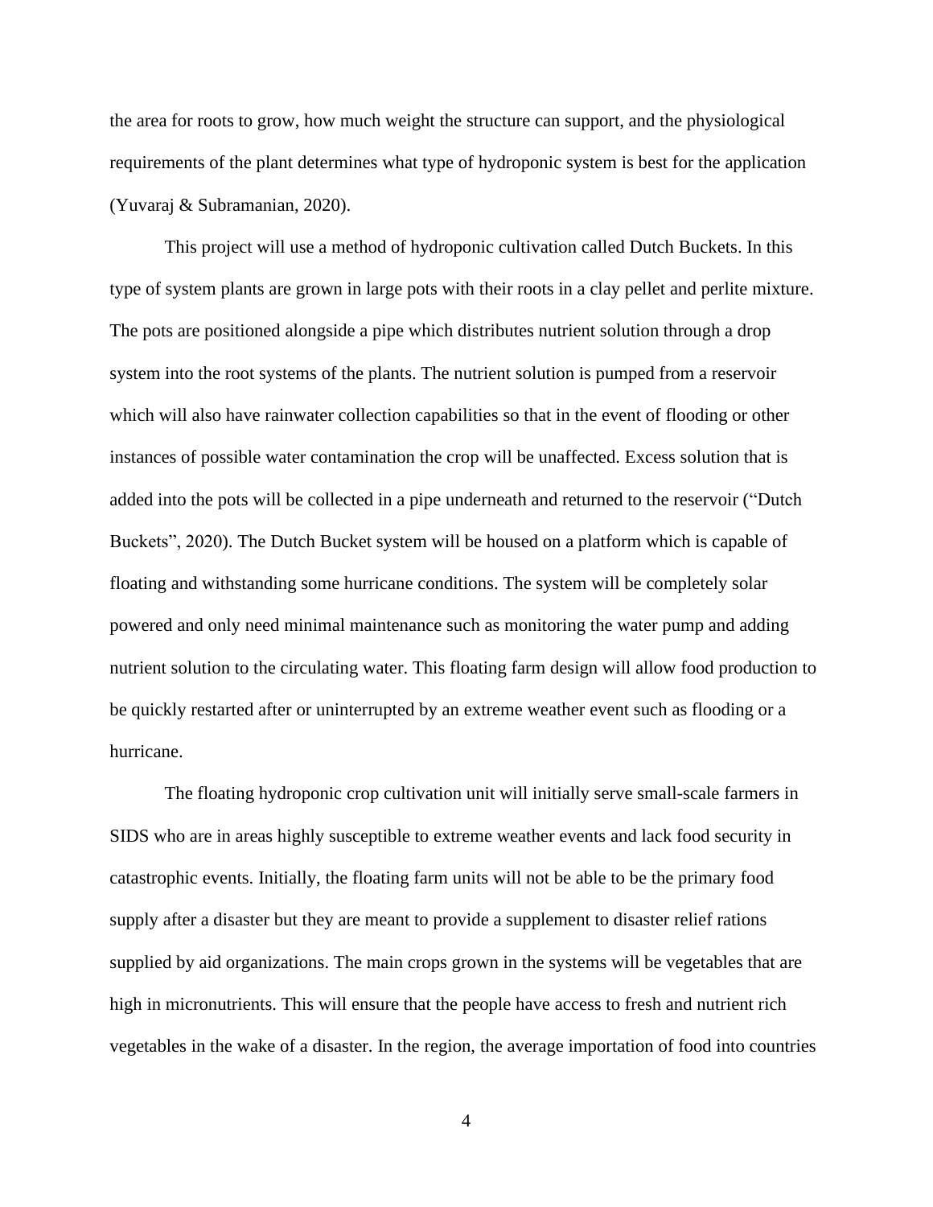the area for roots to grow, how much weight the structure can support, and the physiological requirements of the plant determines what type of hydroponic system is best for the application (Yuvaraj & Subramanian, 2020).

This project will use a method of hydroponic cultivation called Dutch Buckets. In this type of system plants are grown in large pots with their roots in a clay pellet and perlite mixture. The pots are positioned alongside a pipe which distributes nutrient solution through a drop system into the root systems of the plants. The nutrient solution is pumped from a reservoir which will also have rainwater collection capabilities so that in the event of flooding or other instances of possible water contamination the crop will be unaffected. Excess solution that is added into the pots will be collected in a pipe underneath and returned to the reservoir ("Dutch Buckets", 2020). The Dutch Bucket system will be housed on a platform which is capable of floating and withstanding some hurricane conditions. The system will be completely solar powered and only need minimal maintenance such as monitoring the water pump and adding nutrient solution to the circulating water. This floating farm design will allow food production to be quickly restarted after or uninterrupted by an extreme weather event such as flooding or a hurricane.

The floating hydroponic crop cultivation unit will initially serve small-scale farmers in SIDS who are in areas highly susceptible to extreme weather events and lack food security in catastrophic events. Initially, the floating farm units will not be able to be the primary food supply after a disaster but they are meant to provide a supplement to disaster relief rations supplied by aid organizations. The main crops grown in the systems will be vegetables that are high in micronutrients. This will ensure that the people have access to fresh and nutrient rich vegetables in the wake of a disaster. In the region, the average importation of food into countries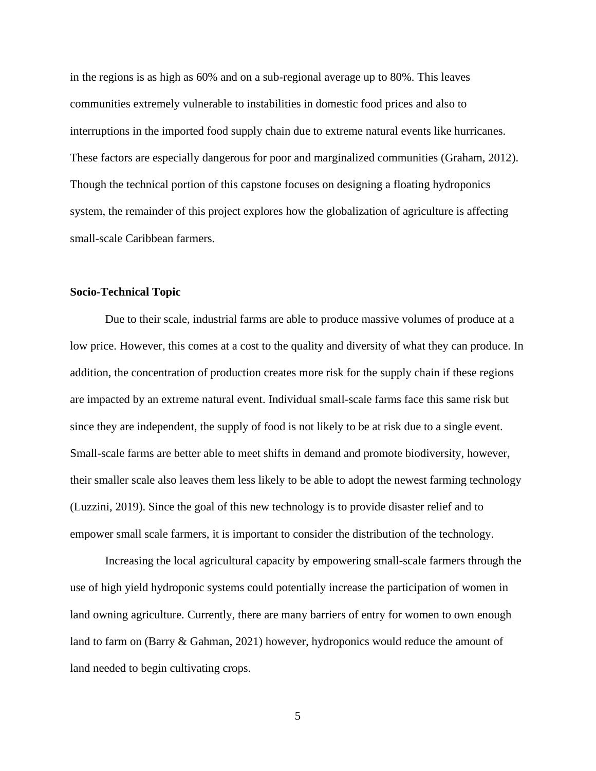in the regions is as high as 60% and on a sub-regional average up to 80%. This leaves communities extremely vulnerable to instabilities in domestic food prices and also to interruptions in the imported food supply chain due to extreme natural events like hurricanes. These factors are especially dangerous for poor and marginalized communities (Graham, 2012). Though the technical portion of this capstone focuses on designing a floating hydroponics system, the remainder of this project explores how the globalization of agriculture is affecting small-scale Caribbean farmers.

## Socio-Technical Topic

Due to their scale, industrial farms are able to produce massive volumes of produce at a low price. However, this comes at a cost to the quality and diversity of what they can produce. In addition, the concentration of production creates more risk for the supply chain if these regions are impacted by an extreme natural event. Individual small-scale farms face this same risk but since they are independent, the supply of food is not likely to be at risk due to a single event. Small-scale farms are better able to meet shifts in demand and promote biodiversity, however, their smaller scale also leaves them less likely to be able to adopt the newest farming technology (Luzzini, 2019). Since the goal of this new technology is to provide disaster relief and to empower small scale farmers, it is important to consider the distribution of the technology.

Increasing the local agricultural capacity by empowering small-scale farmers through the use of high yield hydroponic systems could potentially increase the participation of women in land owning agriculture. Currently, there are many barriers of entry for women to own enough land to farm on (Barry & Gahman, 2021) however, hydroponics would reduce the amount of land needed to begin cultivating crops.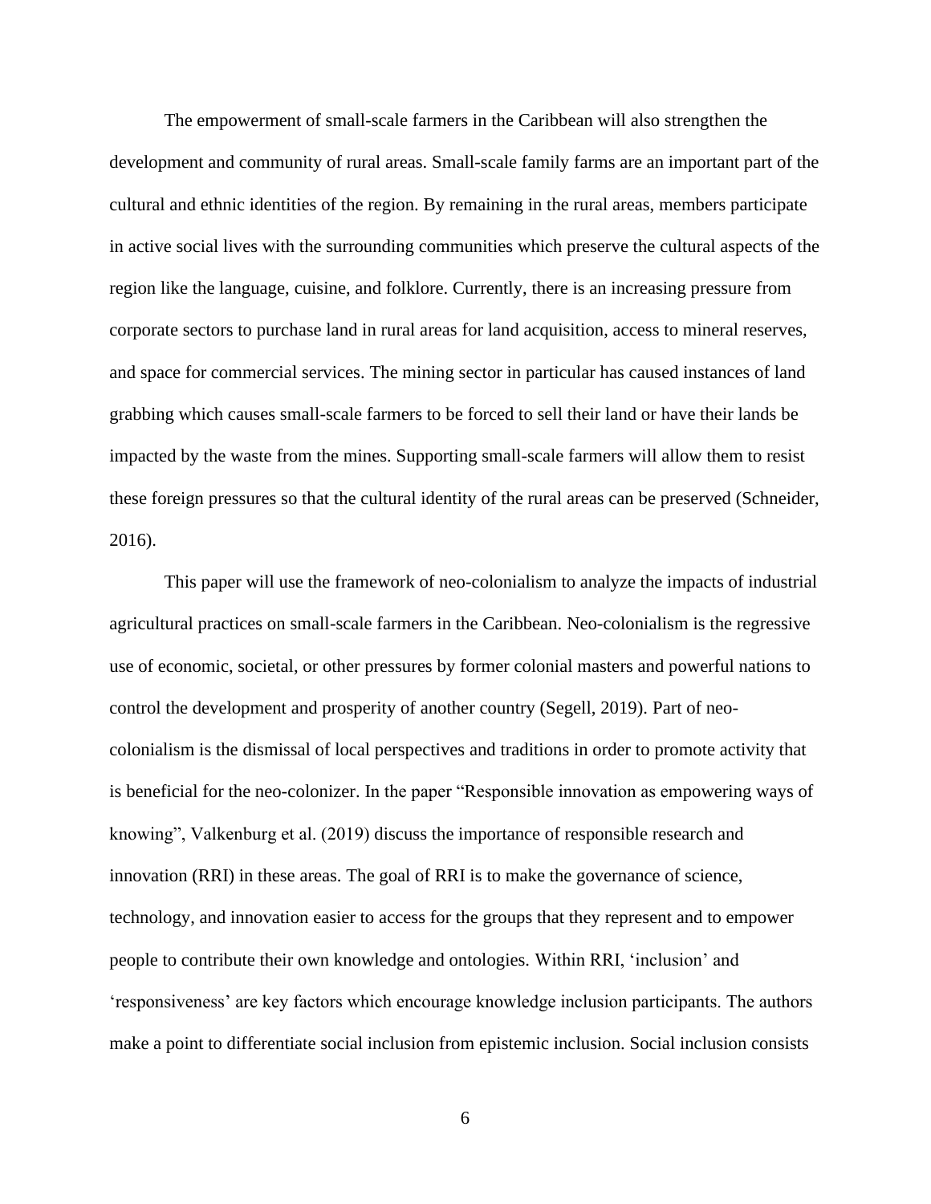The empowerment of small-scale farmers in the Caribbean will also strengthen the development and community of rural areas. Small-scale family farms are an important part of the cultural and ethnic identities of the region. By remaining in the rural areas, members participate in active social lives with the surrounding communities which preserve the cultural aspects of the region like the language, cuisine, and folklore. Currently, there is an increasing pressure from corporate sectors to purchase land in rural areas for land acquisition, access to mineral reserves, and space for commercial services. The mining sector in particular has caused instances of land grabbing which causes small-scale farmers to be forced to sell their land or have their lands be impacted by the waste from the mines. Supporting small-scale farmers will allow them to resist these foreign pressures so that the cultural identity of the rural areas can be preserved (Schneider, 2016).

This paper will use the framework of neo-colonialism to analyze the impacts of industrial agricultural practices on small-scale farmers in the Caribbean. Neo-colonialism is the regressive use of economic, societal, or other pressures by former colonial masters and powerful nations to control the development and prosperity of another country (Segell, 2019). Part of neo-colonialism is the dismissal of local perspectives and traditions in order to promote activity that is beneficial for the neo-colonizer. In the paper "Responsible innovation as empowering ways of knowing", Valkenburg et al. (2019) discuss the importance of responsible research and innovation (RRI) in these areas. The goal of RRI is to make the governance of science, technology, and innovation easier to access for the groups that they represent and to empower people to contribute their own knowledge and ontologies. Within RRI, 'inclusion' and 'responsiveness' are key factors which encourage knowledge inclusion participants. The authors make a point to differentiate social inclusion from epistemic inclusion. Social inclusion consists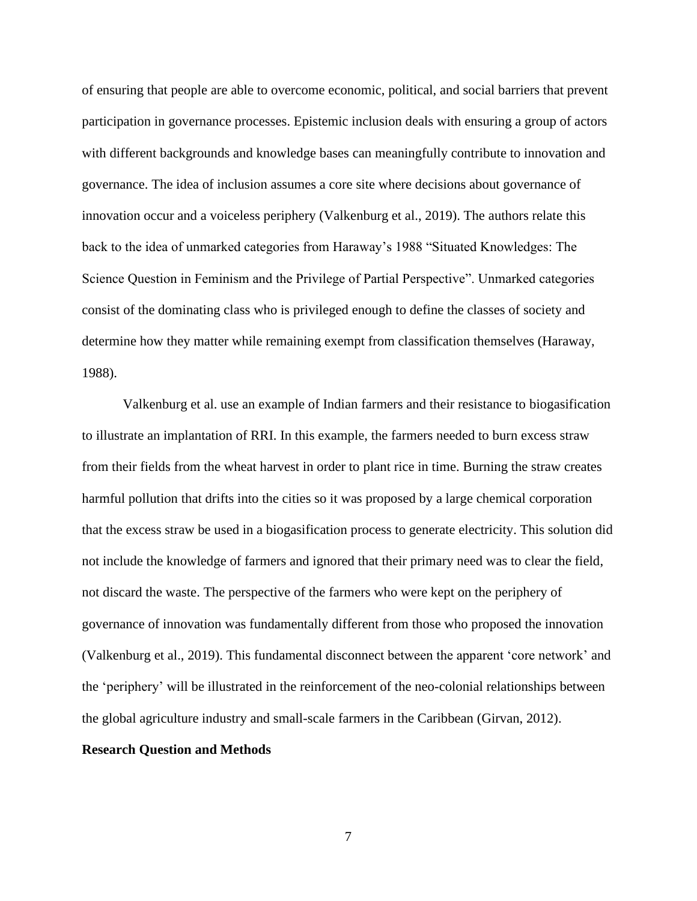of ensuring that people are able to overcome economic, political, and social barriers that prevent participation in governance processes. Epistemic inclusion deals with ensuring a group of actors with different backgrounds and knowledge bases can meaningfully contribute to innovation and governance. The idea of inclusion assumes a core site where decisions about governance of innovation occur and a voiceless periphery (Valkenburg et al., 2019). The authors relate this back to the idea of unmarked categories from Haraway's 1988 "Situated Knowledges: The Science Question in Feminism and the Privilege of Partial Perspective". Unmarked categories consist of the dominating class who is privileged enough to define the classes of society and determine how they matter while remaining exempt from classification themselves (Haraway, 1988).

Valkenburg et al. use an example of Indian farmers and their resistance to biogasification to illustrate an implantation of RRI. In this example, the farmers needed to burn excess straw from their fields from the wheat harvest in order to plant rice in time. Burning the straw creates harmful pollution that drifts into the cities so it was proposed by a large chemical corporation that the excess straw be used in a biogasification process to generate electricity. This solution did not include the knowledge of farmers and ignored that their primary need was to clear the field, not discard the waste. The perspective of the farmers who were kept on the periphery of governance of innovation was fundamentally different from those who proposed the innovation (Valkenburg et al., 2019). This fundamental disconnect between the apparent 'core network' and the 'periphery' will be illustrated in the reinforcement of the neo-colonial relationships between the global agriculture industry and small-scale farmers in the Caribbean (Girvan, 2012).

**Research Question and Methods**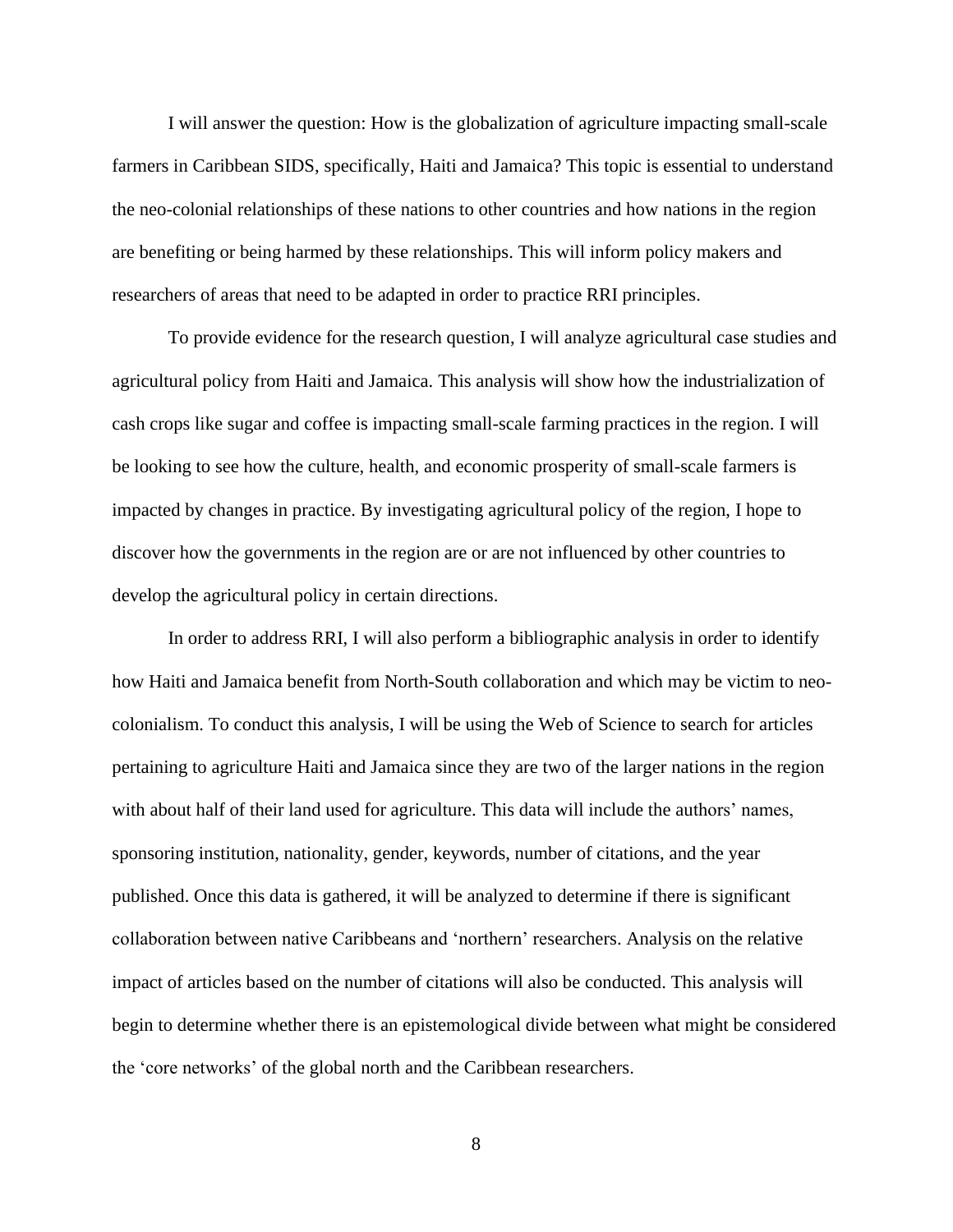I will answer the question: How is the globalization of agriculture impacting small-scale farmers in Caribbean SIDS, specifically, Haiti and Jamaica? This topic is essential to understand the neo-colonial relationships of these nations to other countries and how nations in the region are benefiting or being harmed by these relationships. This will inform policy makers and researchers of areas that need to be adapted in order to practice RRI principles.

To provide evidence for the research question, I will analyze agricultural case studies and agricultural policy from Haiti and Jamaica. This analysis will show how the industrialization of cash crops like sugar and coffee is impacting small-scale farming practices in the region. I will be looking to see how the culture, health, and economic prosperity of small-scale farmers is impacted by changes in practice. By investigating agricultural policy of the region, I hope to discover how the governments in the region are or are not influenced by other countries to develop the agricultural policy in certain directions.

In order to address RRI, I will also perform a bibliographic analysis in order to identify how Haiti and Jamaica benefit from North-South collaboration and which may be victim to neo-colonialism. To conduct this analysis, I will be using the Web of Science to search for articles pertaining to agriculture Haiti and Jamaica since they are two of the larger nations in the region with about half of their land used for agriculture. This data will include the authors' names, sponsoring institution, nationality, gender, keywords, number of citations, and the year published. Once this data is gathered, it will be analyzed to determine if there is significant collaboration between native Caribbeans and 'northern' researchers. Analysis on the relative impact of articles based on the number of citations will also be conducted. This analysis will begin to determine whether there is an epistemological divide between what might be considered the 'core networks' of the global north and the Caribbean researchers.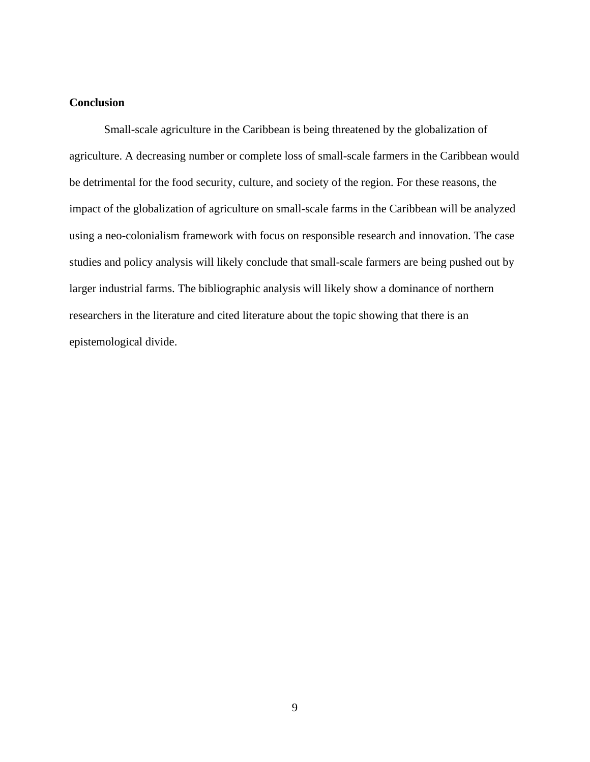## Conclusion

Small-scale agriculture in the Caribbean is being threatened by the globalization of agriculture. A decreasing number or complete loss of small-scale farmers in the Caribbean would be detrimental for the food security, culture, and society of the region. For these reasons, the impact of the globalization of agriculture on small-scale farms in the Caribbean will be analyzed using a neo-colonialism framework with focus on responsible research and innovation. The case studies and policy analysis will likely conclude that small-scale farmers are being pushed out by larger industrial farms. The bibliographic analysis will likely show a dominance of northern researchers in the literature and cited literature about the topic showing that there is an epistemological divide.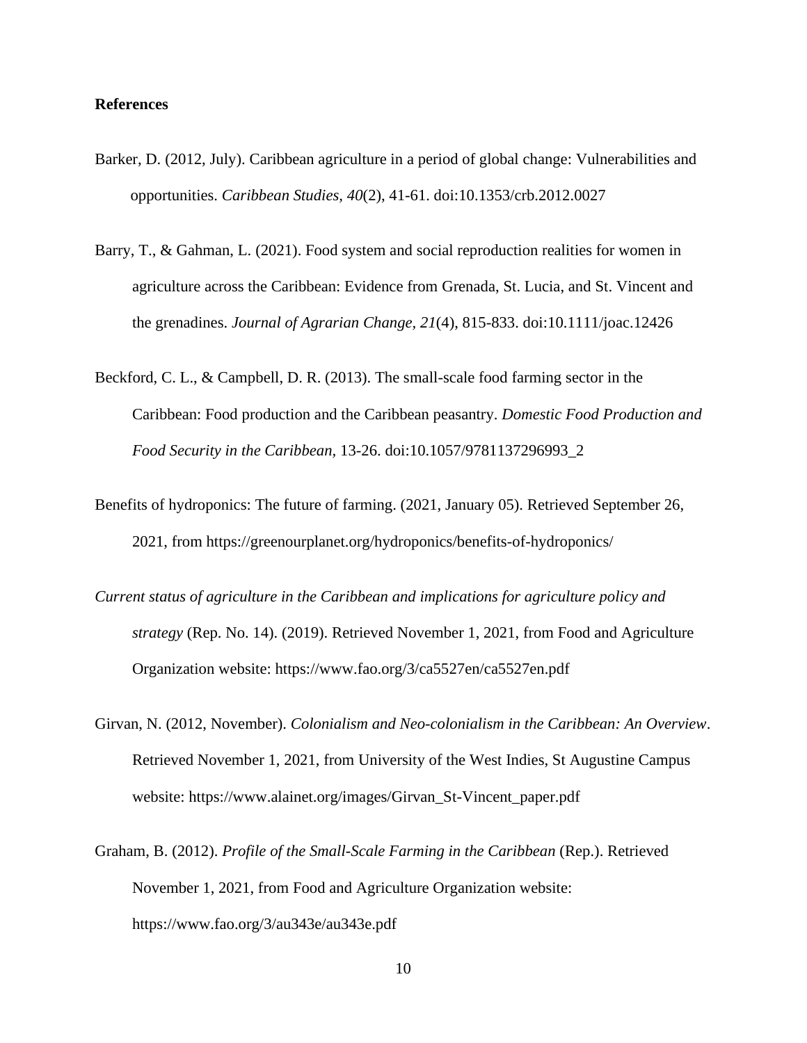**References**

Barker, D. (2012, July). Caribbean agriculture in a period of global change: Vulnerabilities and opportunities. *Caribbean Studies, 40*(2), 41-61. doi:10.1353/crb.2012.0027

Barry, T., & Gahman, L. (2021). Food system and social reproduction realities for women in agriculture across the Caribbean: Evidence from Grenada, St. Lucia, and St. Vincent and the grenadines. *Journal of Agrarian Change, 21*(4), 815-833. doi:10.1111/joac.12426

Beckford, C. L., & Campbell, D. R. (2013). The small-scale food farming sector in the Caribbean: Food production and the Caribbean peasantry. *Domestic Food Production and Food Security in the Caribbean*, 13-26. doi:10.1057/9781137296993_2

Benefits of hydroponics: The future of farming. (2021, January 05). Retrieved September 26, 2021, from https://greenourplanet.org/hydroponics/benefits-of-hydroponics/

*Current status of agriculture in the Caribbean and implications for agriculture policy and strategy* (Rep. No. 14). (2019). Retrieved November 1, 2021, from Food and Agriculture Organization website: https://www.fao.org/3/ca5527en/ca5527en.pdf

Girvan, N. (2012, November). *Colonialism and Neo-colonialism in the Caribbean: An Overview*. Retrieved November 1, 2021, from University of the West Indies, St Augustine Campus website: https://www.alainet.org/images/Girvan_St-Vincent_paper.pdf

Graham, B. (2012). *Profile of the Small-Scale Farming in the Caribbean* (Rep.). Retrieved November 1, 2021, from Food and Agriculture Organization website: https://www.fao.org/3/au343e/au343e.pdf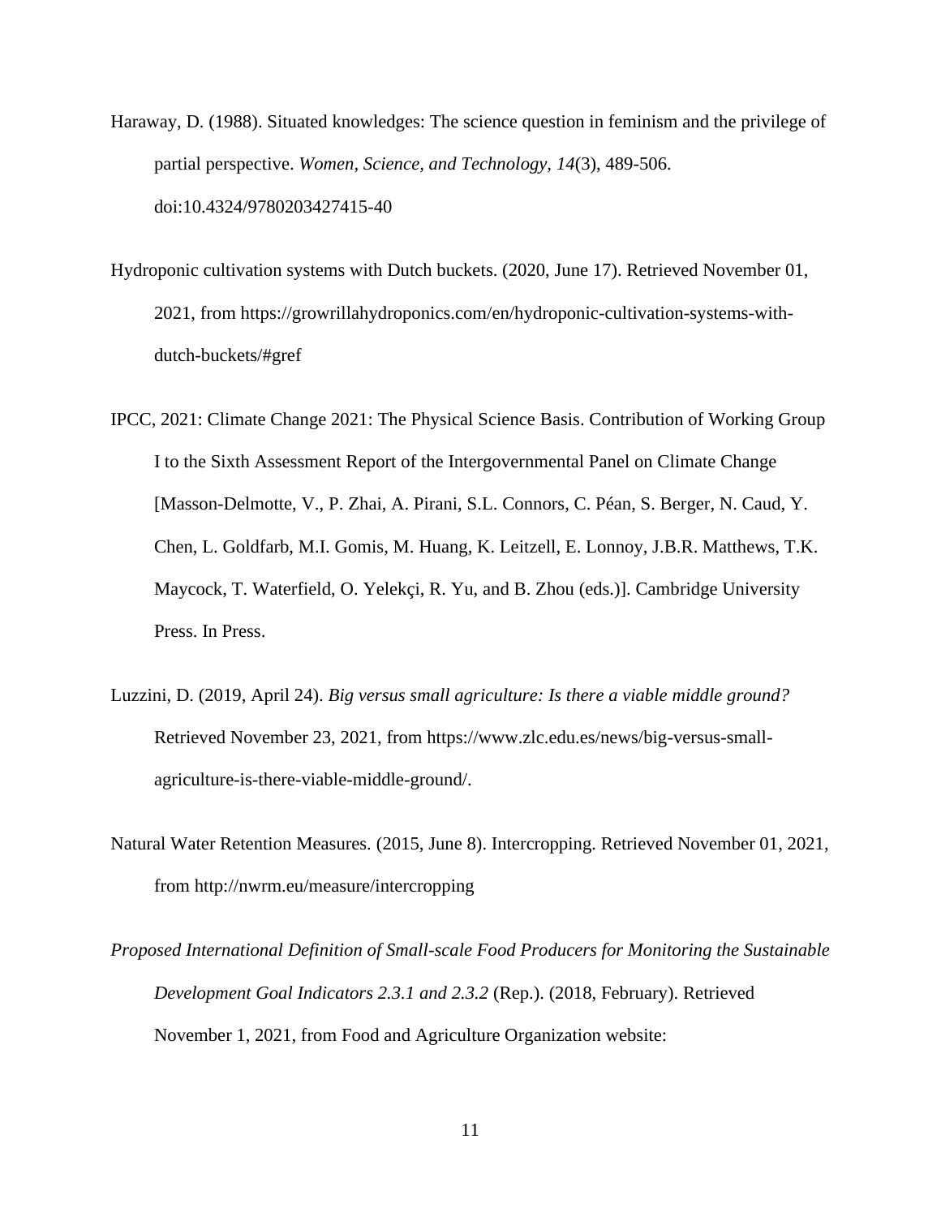Haraway, D. (1988). Situated knowledges: The science question in feminism and the privilege of partial perspective. *Women, Science, and Technology, 14*(3), 489-506. doi:10.4324/9780203427415-40

Hydroponic cultivation systems with Dutch buckets. (2020, June 17). Retrieved November 01, 2021, from https://growrillahydroponics.com/en/hydroponic-cultivation-systems-with-dutch-buckets/#gref

IPCC, 2021: Climate Change 2021: The Physical Science Basis. Contribution of Working Group I to the Sixth Assessment Report of the Intergovernmental Panel on Climate Change [Masson-Delmotte, V., P. Zhai, A. Pirani, S.L. Connors, C. Péan, S. Berger, N. Caud, Y. Chen, L. Goldfarb, M.I. Gomis, M. Huang, K. Leitzell, E. Lonnoy, J.B.R. Matthews, T.K. Maycock, T. Waterfield, O. Yelekçi, R. Yu, and B. Zhou (eds.)]. Cambridge University Press. In Press.

Luzzini, D. (2019, April 24). *Big versus small agriculture: Is there a viable middle ground?* Retrieved November 23, 2021, from https://www.zlc.edu.es/news/big-versus-small-agriculture-is-there-viable-middle-ground/.

Natural Water Retention Measures. (2015, June 8). Intercropping. Retrieved November 01, 2021, from http://nwrm.eu/measure/intercropping

*Proposed International Definition of Small-scale Food Producers for Monitoring the Sustainable Development Goal Indicators 2.3.1 and 2.3.2* (Rep.). (2018, February). Retrieved November 1, 2021, from Food and Agriculture Organization website: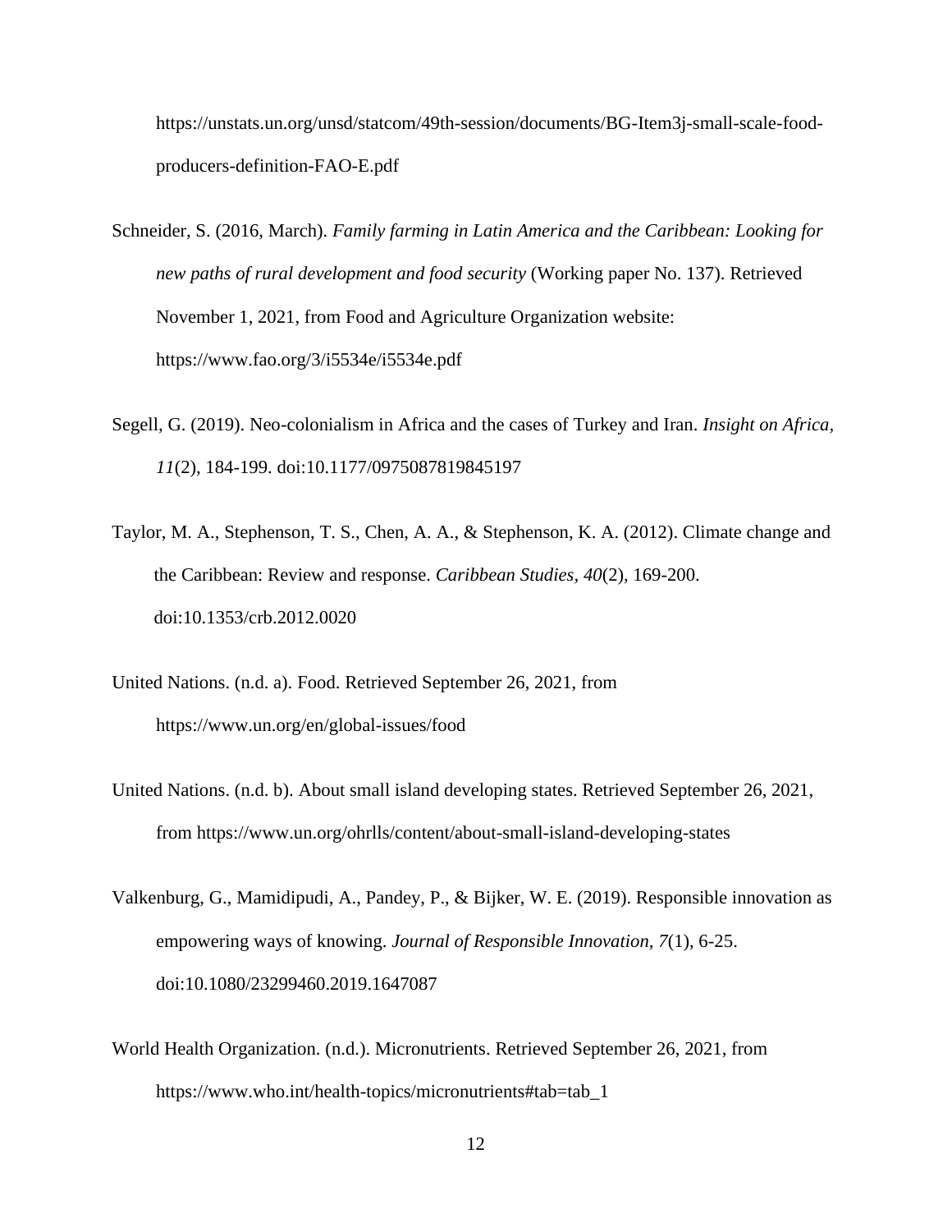https://unstats.un.org/unsd/statcom/49th-session/documents/BG-Item3j-small-scale-food-producers-definition-FAO-E.pdf

Schneider, S. (2016, March). *Family farming in Latin America and the Caribbean: Looking for new paths of rural development and food security* (Working paper No. 137). Retrieved November 1, 2021, from Food and Agriculture Organization website: https://www.fao.org/3/i5534e/i5534e.pdf

Segell, G. (2019). Neo-colonialism in Africa and the cases of Turkey and Iran. *Insight on Africa, 11*(2), 184-199. doi:10.1177/0975087819845197

Taylor, M. A., Stephenson, T. S., Chen, A. A., & Stephenson, K. A. (2012). Climate change and the Caribbean: Review and response. *Caribbean Studies, 40*(2), 169-200. doi:10.1353/crb.2012.0020

United Nations. (n.d. a). Food. Retrieved September 26, 2021, from https://www.un.org/en/global-issues/food

United Nations. (n.d. b). About small island developing states. Retrieved September 26, 2021, from https://www.un.org/ohrlls/content/about-small-island-developing-states

Valkenburg, G., Mamidipudi, A., Pandey, P., & Bijker, W. E. (2019). Responsible innovation as empowering ways of knowing. *Journal of Responsible Innovation, 7*(1), 6-25. doi:10.1080/23299460.2019.1647087

World Health Organization. (n.d.). Micronutrients. Retrieved September 26, 2021, from https://www.who.int/health-topics/micronutrients#tab=tab_1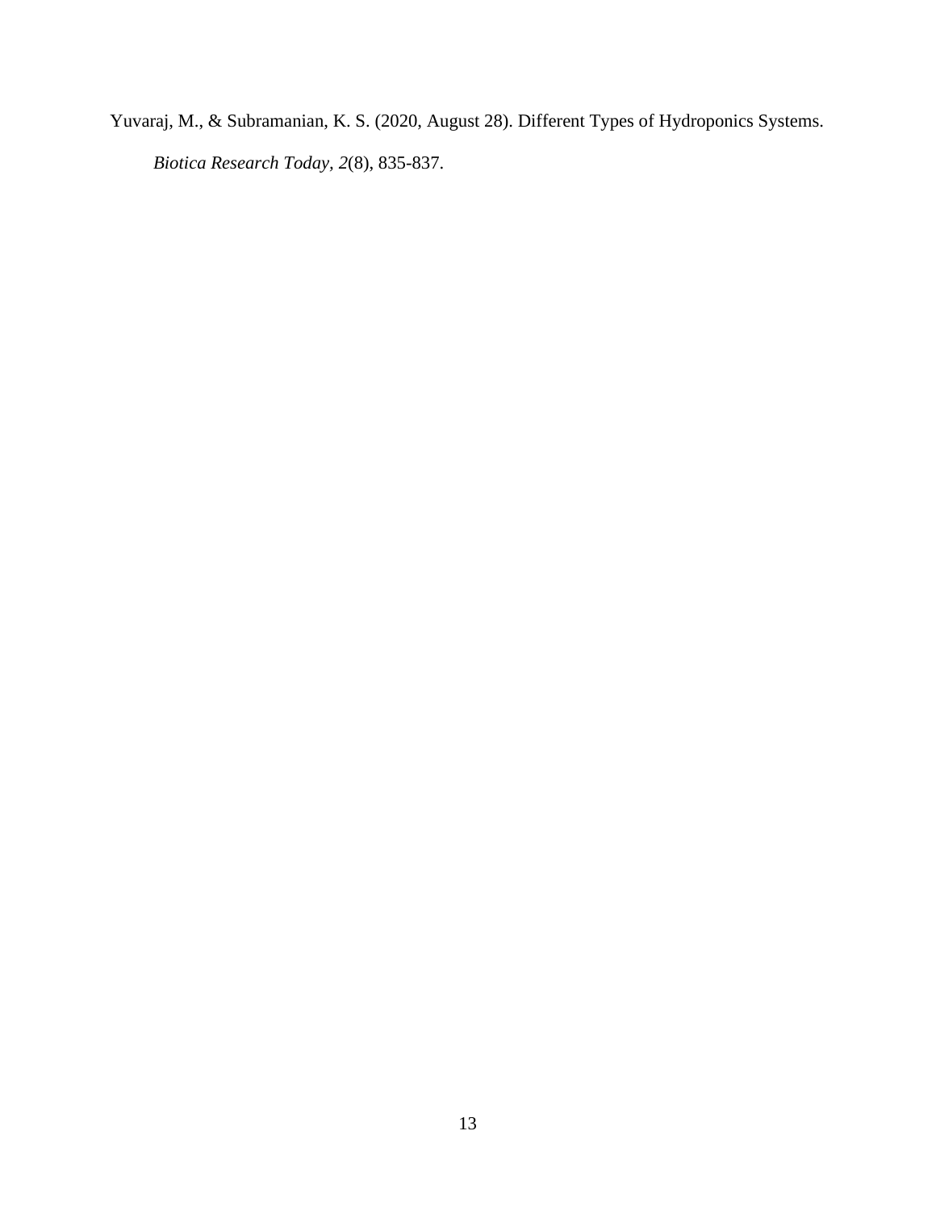Yuvaraj, M., & Subramanian, K. S. (2020, August 28). Different Types of Hydroponics Systems. *Biotica Research Today*, *2*(8), 835-837.